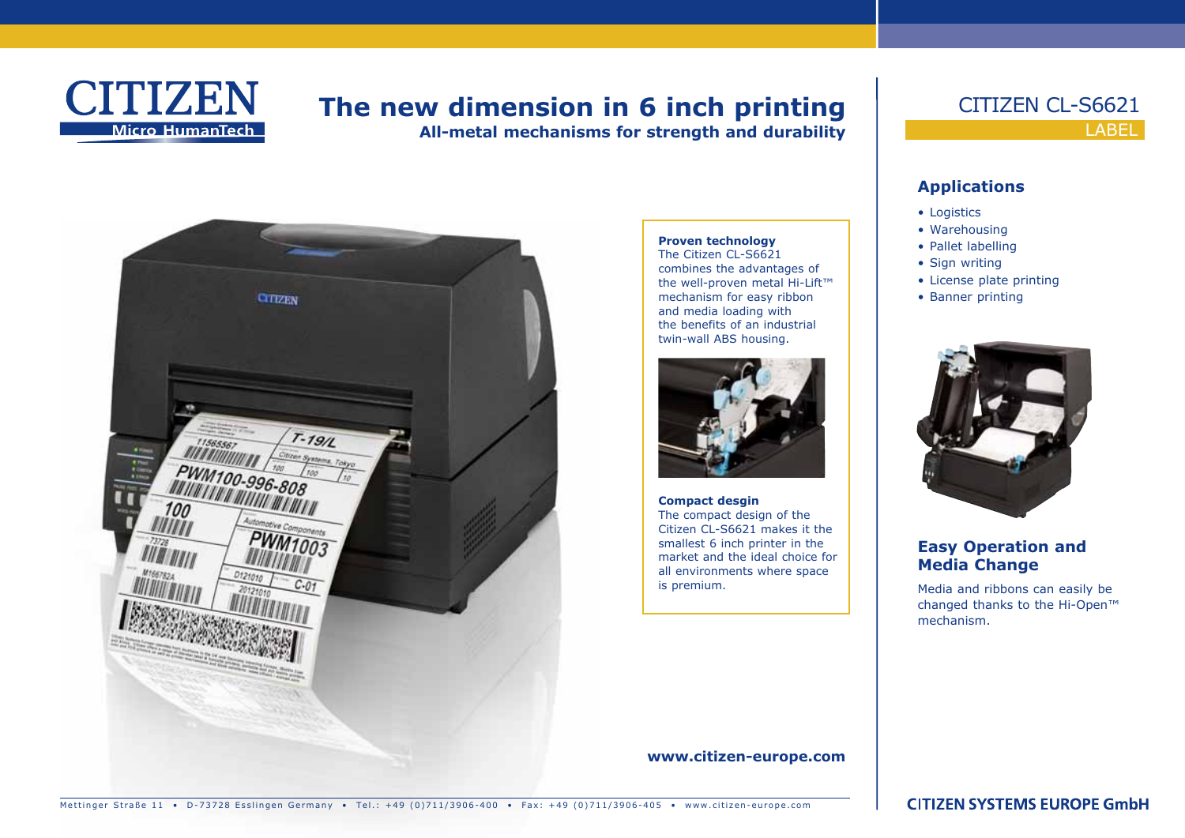CITIZEN
Micro HumanTech

# The new dimension in 6 inch printing

**All-metal mechanisms for strength and durability**

**Proven technology**
The Citizen CL-S6621 combines the advantages of the well-proven metal Hi-Lift™ mechanism for easy ribbon and media loading with the benefits of an industrial twin-wall ABS housing.

**Compact desgin**
The compact design of the Citizen CL-S6621 makes it the smallest 6 inch printer in the market and the ideal choice for all environments where space is premium.

**www.citizen-europe.com**

## CITIZEN CL-S6621

LABEL

### Applications

- Logistics
- Warehousing
- Pallet labelling
- Sign writing
- License plate printing
- Banner printing

### Easy Operation and Media Change

Media and ribbons can easily be changed thanks to the Hi-Open™ mechanism.

Mettinger Straße 11 • D-73728 Esslingen Germany • Tel.: +49 (0)711/3906-400 • Fax: +49 (0)711/3906-405 • www.citizen-europe.com

CITIZEN SYSTEMS EUROPE GmbH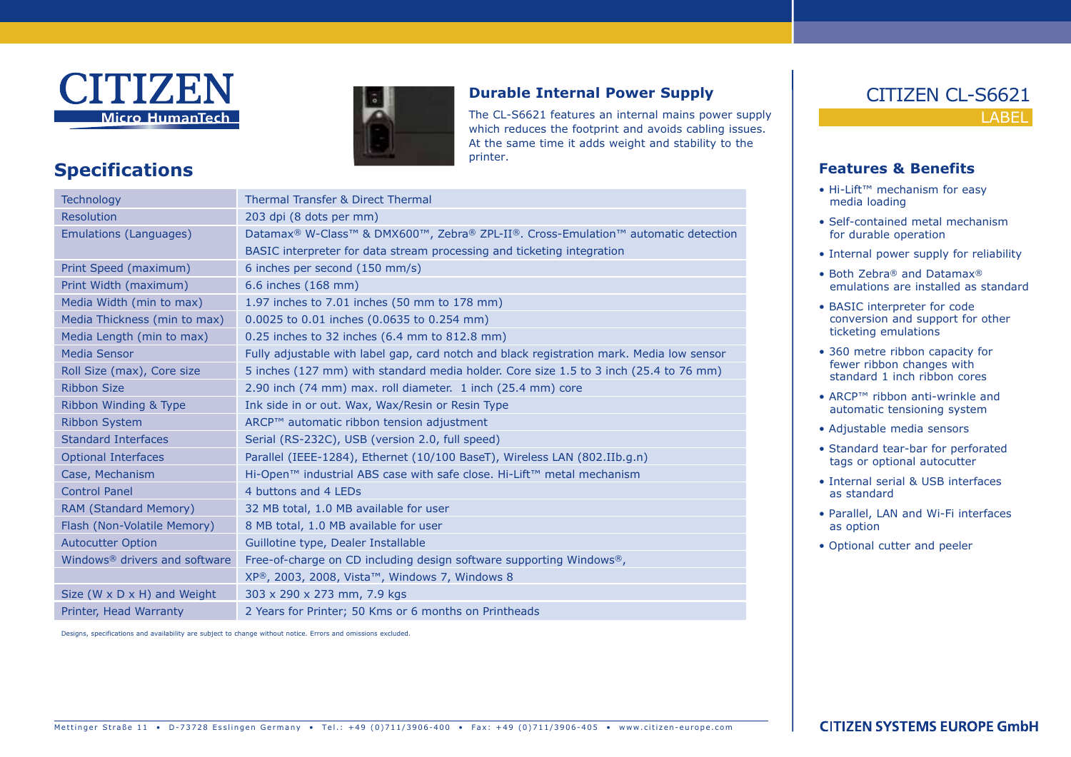CITIZEN
Micro HumanTech

## Specifications

### Durable Internal Power Supply

The CL-S6621 features an internal mains power supply which reduces the footprint and avoids cabling issues. At the same time it adds weight and stability to the printer.

| | |
|---|---|
| Technology | Thermal Transfer & Direct Thermal |
| Resolution | 203 dpi (8 dots per mm) |
| Emulations (Languages) | Datamax® W-Class™ & DMX600™, Zebra® ZPL-II®. Cross-Emulation™ automatic detection |
| | BASIC interpreter for data stream processing and ticketing integration |
| Print Speed (maximum) | 6 inches per second (150 mm/s) |
| Print Width (maximum) | 6.6 inches (168 mm) |
| Media Width (min to max) | 1.97 inches to 7.01 inches (50 mm to 178 mm) |
| Media Thickness (min to max) | 0.0025 to 0.01 inches (0.0635 to 0.254 mm) |
| Media Length (min to max) | 0.25 inches to 32 inches (6.4 mm to 812.8 mm) |
| Media Sensor | Fully adjustable with label gap, card notch and black registration mark. Media low sensor |
| Roll Size (max), Core size | 5 inches (127 mm) with standard media holder. Core size 1.5 to 3 inch (25.4 to 76 mm) |
| Ribbon Size | 2.90 inch (74 mm) max. roll diameter. 1 inch (25.4 mm) core |
| Ribbon Winding & Type | Ink side in or out. Wax, Wax/Resin or Resin Type |
| Ribbon System | ARCP™ automatic ribbon tension adjustment |
| Standard Interfaces | Serial (RS-232C), USB (version 2.0, full speed) |
| Optional Interfaces | Parallel (IEEE-1284), Ethernet (10/100 BaseT), Wireless LAN (802.IIb.g.n) |
| Case, Mechanism | Hi-Open™ industrial ABS case with safe close. Hi-Lift™ metal mechanism |
| Control Panel | 4 buttons and 4 LEDs |
| RAM (Standard Memory) | 32 MB total, 1.0 MB available for user |
| Flash (Non-Volatile Memory) | 8 MB total, 1.0 MB available for user |
| Autocutter Option | Guillotine type, Dealer Installable |
| Windows® drivers and software | Free-of-charge on CD including design software supporting Windows®, |
| | XP®, 2003, 2008, Vista™, Windows 7, Windows 8 |
| Size (W x D x H) and Weight | 303 x 290 x 273 mm, 7.9 kgs |
| Printer, Head Warranty | 2 Years for Printer; 50 Kms or 6 months on Printheads |

Designs, specifications and availability are subject to change without notice. Errors and omissions excluded.

# CITIZEN CL-S6621

LABEL

## Features & Benefits

- Hi-Lift™ mechanism for easy media loading
- Self-contained metal mechanism for durable operation
- Internal power supply for reliability
- Both Zebra® and Datamax® emulations are installed as standard
- BASIC interpreter for code conversion and support for other ticketing emulations
- 360 metre ribbon capacity for fewer ribbon changes with standard 1 inch ribbon cores
- ARCP™ ribbon anti-wrinkle and automatic tensioning system
- Adjustable media sensors
- Standard tear-bar for perforated tags or optional autocutter
- Internal serial & USB interfaces as standard
- Parallel, LAN and Wi-Fi interfaces as option
- Optional cutter and peeler

Mettinger Straße 11 • D-73728 Esslingen Germany • Tel.: +49 (0)711/3906-400 • Fax: +49 (0)711/3906-405 • www.citizen-europe.com

CITIZEN SYSTEMS EUROPE GmbH